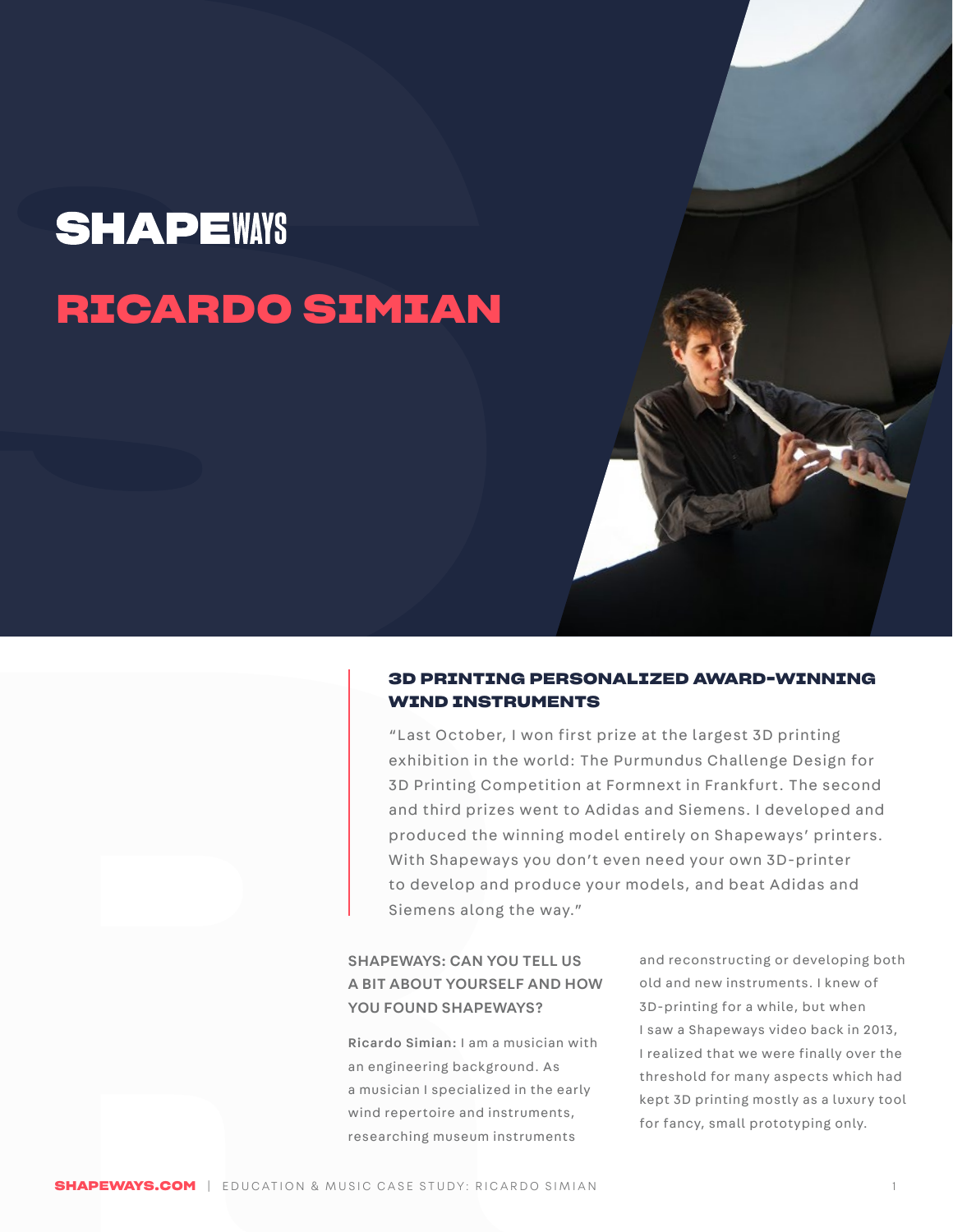# SHAPEWAYS

# RICARDO SIMIAN

## 3D PRINTING PERSONALIZED AWARD-WINNING WIND INSTRUMENTS

"Last October, I won first prize at the largest 3D printing exhibition in the world: The Purmundus Challenge Design for 3D Printing Competition at Formnext in Frankfurt. The second and third prizes went to Adidas and Siemens. I developed and produced the winning model entirely on Shapeways' printers. With Shapeways you don't even need your own 3D-printer to develop and produce your models, and beat Adidas and Siemens along the way."

**SHAPEWAYS: CAN YOU TELL US A BIT ABOUT YOURSELF AND HOW YOU FOUND SHAPEWAYS?**

**Ricardo Simian:** I am a musician with an engineering background. As a musician I specialized in the early wind repertoire and instruments, researching museum instruments and reconstructing or developing both old and new instruments. I knew of 3D-printing for a while, but when I saw a Shapeways video back in 2013, I realized that we were finally over the threshold for many aspects which had kept 3D printing mostly as a luxury tool for fancy, small prototyping only.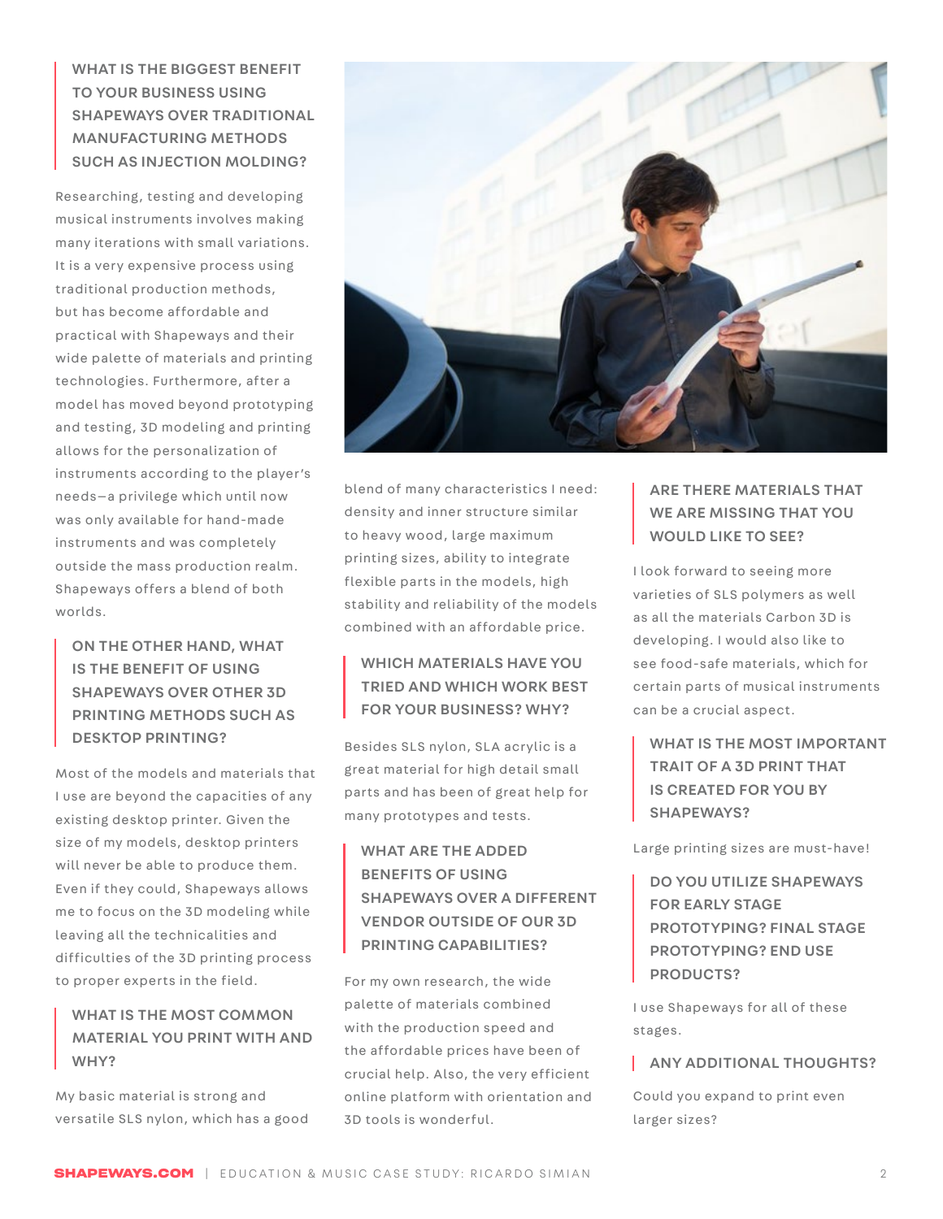## WHAT IS THE BIGGEST BENEFIT TO YOUR BUSINESS USING SHAPEWAYS OVER TRADITIONAL MANUFACTURING METHODS SUCH AS INJECTION MOLDING?

Researching, testing and developing musical instruments involves making many iterations with small variations. It is a very expensive process using traditional production methods, but has become affordable and practical with Shapeways and their wide palette of materials and printing technologies. Furthermore, after a model has moved beyond prototyping and testing, 3D modeling and printing allows for the personalization of instruments according to the player's needs—a privilege which until now was only available for hand-made instruments and was completely outside the mass production realm. Shapeways offers a blend of both worlds.

## ON THE OTHER HAND, WHAT IS THE BENEFIT OF USING SHAPEWAYS OVER OTHER 3D PRINTING METHODS SUCH AS DESKTOP PRINTING?

Most of the models and materials that I use are beyond the capacities of any existing desktop printer. Given the size of my models, desktop printers will never be able to produce them. Even if they could, Shapeways allows me to focus on the 3D modeling while leaving all the technicalities and difficulties of the 3D printing process to proper experts in the field.

## WHAT IS THE MOST COMMON MATERIAL YOU PRINT WITH AND WHY?

My basic material is strong and versatile SLS nylon, which has a good blend of many characteristics I need: density and inner structure similar to heavy wood, large maximum printing sizes, ability to integrate flexible parts in the models, high stability and reliability of the models combined with an affordable price.

## WHICH MATERIALS HAVE YOU TRIED AND WHICH WORK BEST FOR YOUR BUSINESS? WHY?

Besides SLS nylon, SLA acrylic is a great material for high detail small parts and has been of great help for many prototypes and tests.

## WHAT ARE THE ADDED BENEFITS OF USING SHAPEWAYS OVER A DIFFERENT VENDOR OUTSIDE OF OUR 3D PRINTING CAPABILITIES?

For my own research, the wide palette of materials combined with the production speed and the affordable prices have been of crucial help. Also, the very efficient online platform with orientation and 3D tools is wonderful.

## ARE THERE MATERIALS THAT WE ARE MISSING THAT YOU WOULD LIKE TO SEE?

I look forward to seeing more varieties of SLS polymers as well as all the materials Carbon 3D is developing. I would also like to see food-safe materials, which for certain parts of musical instruments can be a crucial aspect.

## WHAT IS THE MOST IMPORTANT TRAIT OF A 3D PRINT THAT IS CREATED FOR YOU BY SHAPEWAYS?

Large printing sizes are must-have!

## DO YOU UTILIZE SHAPEWAYS FOR EARLY STAGE PROTOTYPING? FINAL STAGE PROTOTYPING? END USE PRODUCTS?

I use Shapeways for all of these stages.

## ANY ADDITIONAL THOUGHTS?

Could you expand to print even larger sizes?